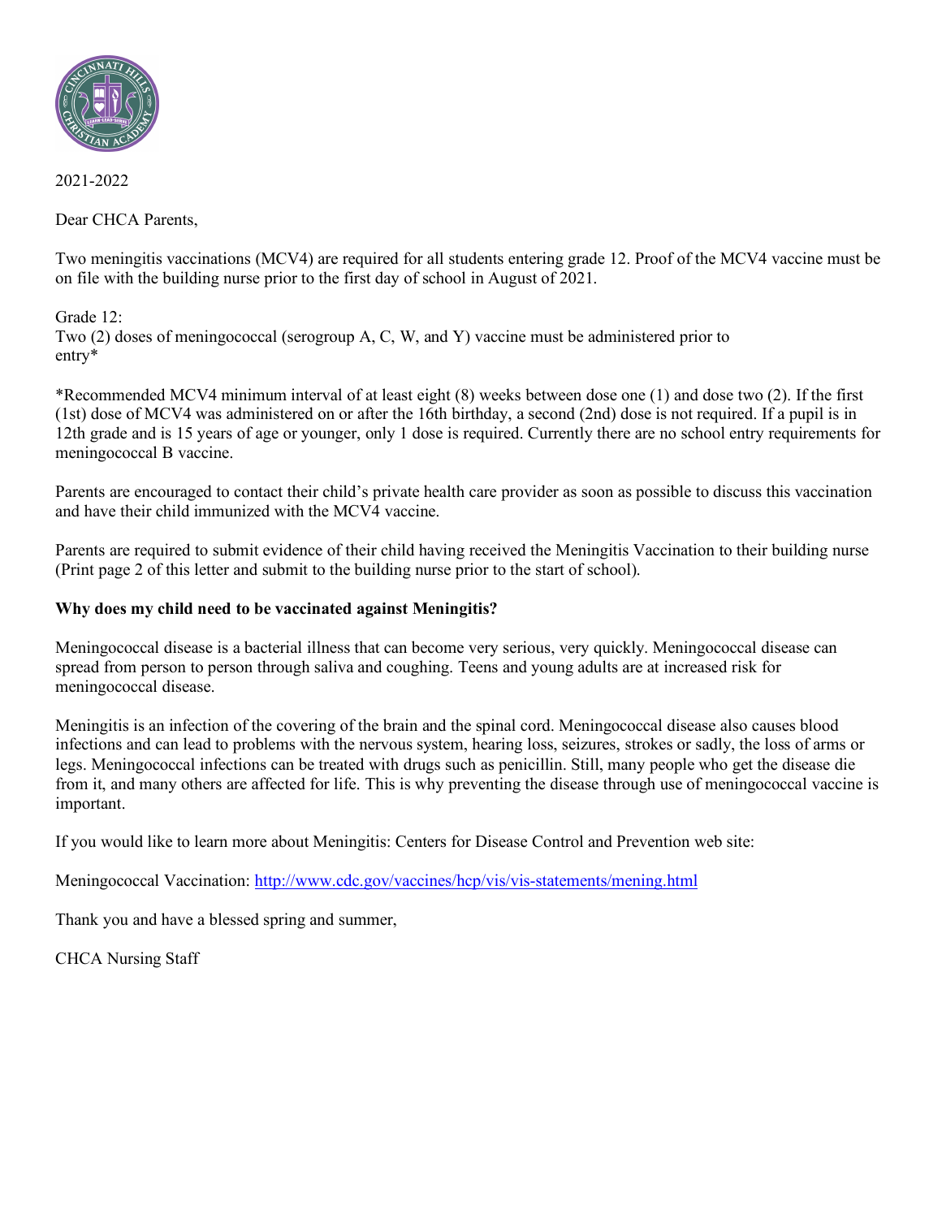2021-2022

Dear CHCA Parents,

Two meningitis vaccinations (MCV4) are required for all students entering grade 12. Proof of the MCV4 vaccine must be on file with the building nurse prior to the first day of school in August of 2021.

Grade 12:
Two (2) doses of meningococcal (serogroup A, C, W, and Y) vaccine must be administered prior to entry*

*Recommended MCV4 minimum interval of at least eight (8) weeks between dose one (1) and dose two (2). If the first (1st) dose of MCV4 was administered on or after the 16th birthday, a second (2nd) dose is not required. If a pupil is in 12th grade and is 15 years of age or younger, only 1 dose is required. Currently there are no school entry requirements for meningococcal B vaccine.

Parents are encouraged to contact their child's private health care provider as soon as possible to discuss this vaccination and have their child immunized with the MCV4 vaccine.

Parents are required to submit evidence of their child having received the Meningitis Vaccination to their building nurse (Print page 2 of this letter and submit to the building nurse prior to the start of school).

**Why does my child need to be vaccinated against Meningitis?**

Meningococcal disease is a bacterial illness that can become very serious, very quickly. Meningococcal disease can spread from person to person through saliva and coughing. Teens and young adults are at increased risk for meningococcal disease.

Meningitis is an infection of the covering of the brain and the spinal cord. Meningococcal disease also causes blood infections and can lead to problems with the nervous system, hearing loss, seizures, strokes or sadly, the loss of arms or legs. Meningococcal infections can be treated with drugs such as penicillin. Still, many people who get the disease die from it, and many others are affected for life. This is why preventing the disease through use of meningococcal vaccine is important.

If you would like to learn more about Meningitis: Centers for Disease Control and Prevention web site:

Meningococcal Vaccination: [http://www.cdc.gov/vaccines/hcp/vis/vis-statements/mening.html](http://www.cdc.gov/vaccines/hcp/vis/vis-statements/mening.html)

Thank you and have a blessed spring and summer,

CHCA Nursing Staff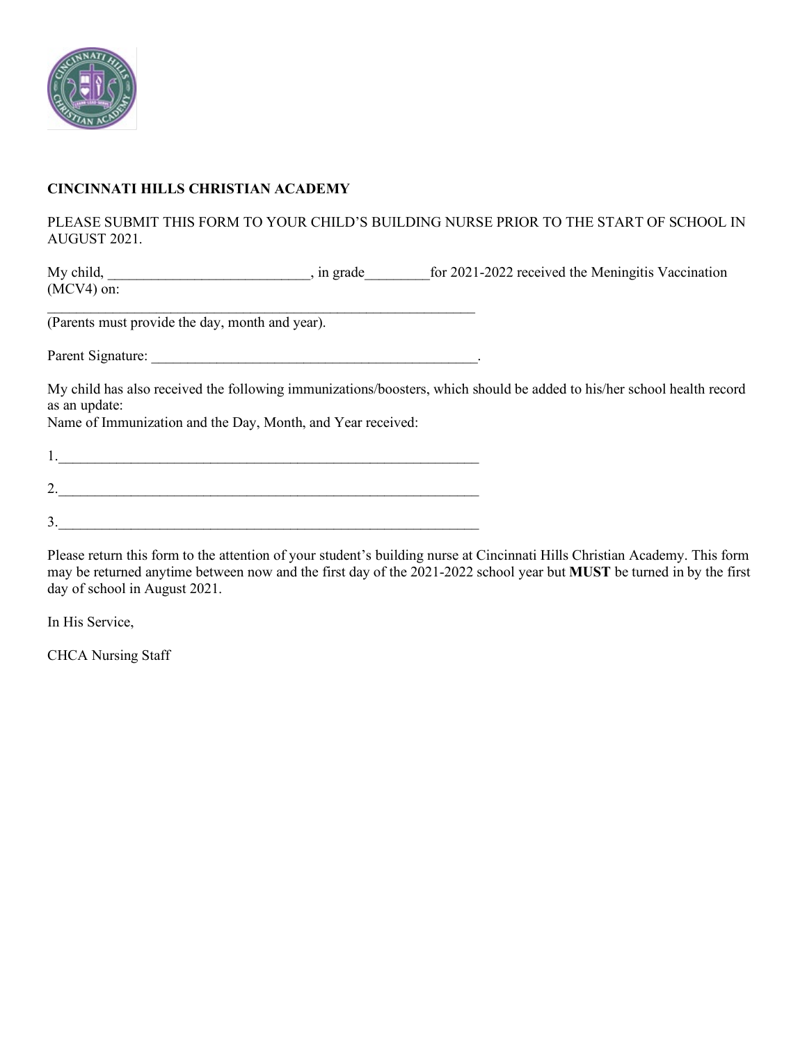**CINCINNATI HILLS CHRISTIAN ACADEMY**

PLEASE SUBMIT THIS FORM TO YOUR CHILD'S BUILDING NURSE PRIOR TO THE START OF SCHOOL IN AUGUST 2021.

My child, ___________________________, in grade_________for 2021-2022 received the Meningitis Vaccination (MCV4) on:

_____________________________________________________________

(Parents must provide the day, month and year).

Parent Signature: _______________________________________________.

My child has also received the following immunizations/boosters, which should be added to his/her school health record as an update:

Name of Immunization and the Day, Month, and Year received:

1.____________________________________________________________

2.____________________________________________________________

3.____________________________________________________________

Please return this form to the attention of your student's building nurse at Cincinnati Hills Christian Academy. This form may be returned anytime between now and the first day of the 2021-2022 school year but **MUST** be turned in by the first day of school in August 2021.

In His Service,

CHCA Nursing Staff